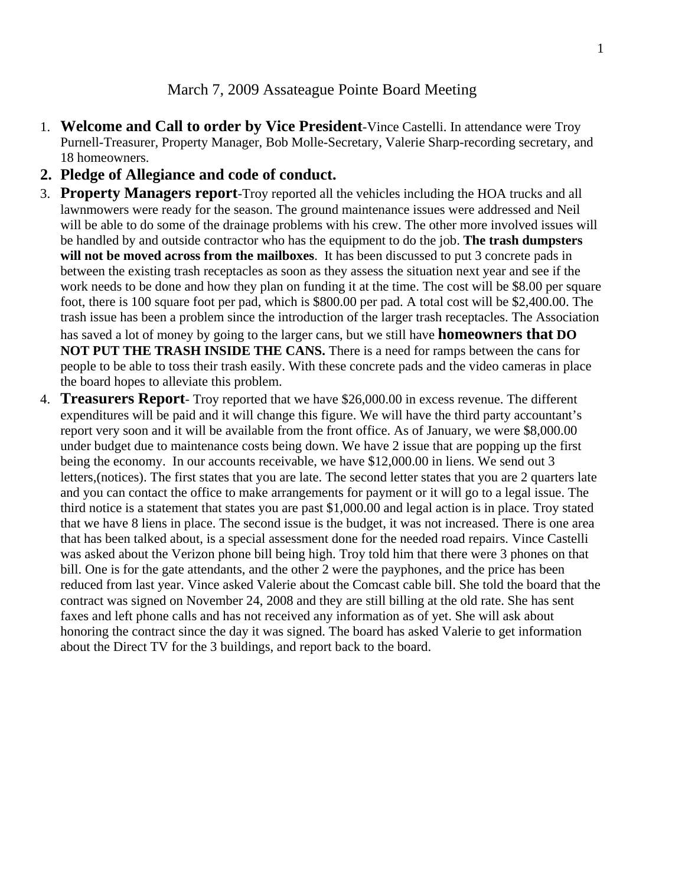# March 7, 2009 Assateague Pointe Board Meeting

1. **Welcome and Call to order by Vice President**-Vince Castelli. In attendance were Troy Purnell-Treasurer, Property Manager, Bob Molle-Secretary, Valerie Sharp-recording secretary, and 18 homeowners.
2. **Pledge of Allegiance and code of conduct.**
3. **Property Managers report**-Troy reported all the vehicles including the HOA trucks and all lawnmowers were ready for the season. The ground maintenance issues were addressed and Neil will be able to do some of the drainage problems with his crew. The other more involved issues will be handled by and outside contractor who has the equipment to do the job. **The trash dumpsters will not be moved across from the mailboxes**. It has been discussed to put 3 concrete pads in between the existing trash receptacles as soon as they assess the situation next year and see if the work needs to be done and how they plan on funding it at the time. The cost will be $8.00 per square foot, there is 100 square foot per pad, which is $800.00 per pad. A total cost will be $2,400.00. The trash issue has been a problem since the introduction of the larger trash receptacles. The Association has saved a lot of money by going to the larger cans, but we still have **homeowners that DO NOT PUT THE TRASH INSIDE THE CANS.** There is a need for ramps between the cans for people to be able to toss their trash easily. With these concrete pads and the video cameras in place the board hopes to alleviate this problem.
4. **Treasurers Report**- Troy reported that we have $26,000.00 in excess revenue. The different expenditures will be paid and it will change this figure. We will have the third party accountant's report very soon and it will be available from the front office. As of January, we were $8,000.00 under budget due to maintenance costs being down. We have 2 issue that are popping up the first being the economy. In our accounts receivable, we have $12,000.00 in liens. We send out 3 letters,(notices). The first states that you are late. The second letter states that you are 2 quarters late and you can contact the office to make arrangements for payment or it will go to a legal issue. The third notice is a statement that states you are past $1,000.00 and legal action is in place. Troy stated that we have 8 liens in place. The second issue is the budget, it was not increased. There is one area that has been talked about, is a special assessment done for the needed road repairs. Vince Castelli was asked about the Verizon phone bill being high. Troy told him that there were 3 phones on that bill. One is for the gate attendants, and the other 2 were the payphones, and the price has been reduced from last year. Vince asked Valerie about the Comcast cable bill. She told the board that the contract was signed on November 24, 2008 and they are still billing at the old rate. She has sent faxes and left phone calls and has not received any information as of yet. She will ask about honoring the contract since the day it was signed. The board has asked Valerie to get information about the Direct TV for the 3 buildings, and report back to the board.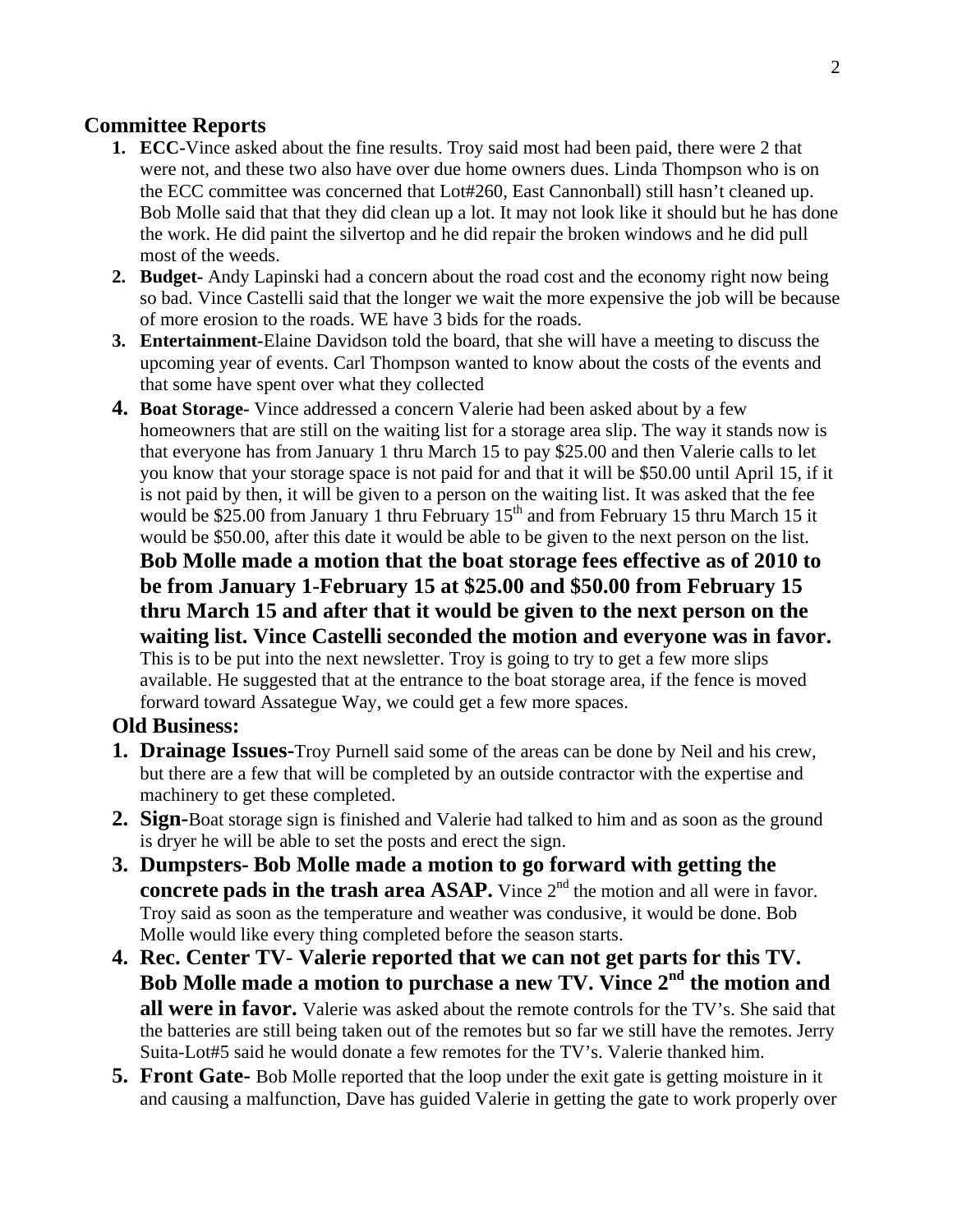## Committee Reports

1. **ECC-**Vince asked about the fine results. Troy said most had been paid, there were 2 that were not, and these two also have over due home owners dues. Linda Thompson who is on the ECC committee was concerned that Lot#260, East Cannonball) still hasn't cleaned up. Bob Molle said that that they did clean up a lot. It may not look like it should but he has done the work. He did paint the silvertop and he did repair the broken windows and he did pull most of the weeds.
2. **Budget-** Andy Lapinski had a concern about the road cost and the economy right now being so bad. Vince Castelli said that the longer we wait the more expensive the job will be because of more erosion to the roads. WE have 3 bids for the roads.
3. **Entertainment-**Elaine Davidson told the board, that she will have a meeting to discuss the upcoming year of events. Carl Thompson wanted to know about the costs of the events and that some have spent over what they collected
4. **Boat Storage-** Vince addressed a concern Valerie had been asked about by a few homeowners that are still on the waiting list for a storage area slip. The way it stands now is that everyone has from January 1 thru March 15 to pay $25.00 and then Valerie calls to let you know that your storage space is not paid for and that it will be $50.00 until April 15, if it is not paid by then, it will be given to a person on the waiting list. It was asked that the fee would be $25.00 from January 1 thru February 15th and from February 15 thru March 15 it would be $50.00, after this date it would be able to be given to the next person on the list.
   **Bob Molle made a motion that the boat storage fees effective as of 2010 to be from January 1-February 15 at $25.00 and $50.00 from February 15 thru March 15 and after that it would be given to the next person on the waiting list. Vince Castelli seconded the motion and everyone was in favor.** This is to be put into the next newsletter. Troy is going to try to get a few more slips available. He suggested that at the entrance to the boat storage area, if the fence is moved forward toward Assategue Way, we could get a few more spaces.

## Old Business:

1. **Drainage Issues-**Troy Purnell said some of the areas can be done by Neil and his crew, but there are a few that will be completed by an outside contractor with the expertise and machinery to get these completed.
2. **Sign-**Boat storage sign is finished and Valerie had talked to him and as soon as the ground is dryer he will be able to set the posts and erect the sign.
3. **Dumpsters- Bob Molle made a motion to go forward with getting the concrete pads in the trash area ASAP.** Vince 2nd the motion and all were in favor. Troy said as soon as the temperature and weather was condusive, it would be done. Bob Molle would like every thing completed before the season starts.
4. **Rec. Center TV- Valerie reported that we can not get parts for this TV. Bob Molle made a motion to purchase a new TV. Vince 2nd the motion and all were in favor.** Valerie was asked about the remote controls for the TV's. She said that the batteries are still being taken out of the remotes but so far we still have the remotes. Jerry Suita-Lot#5 said he would donate a few remotes for the TV's. Valerie thanked him.
5. **Front Gate-** Bob Molle reported that the loop under the exit gate is getting moisture in it and causing a malfunction, Dave has guided Valerie in getting the gate to work properly over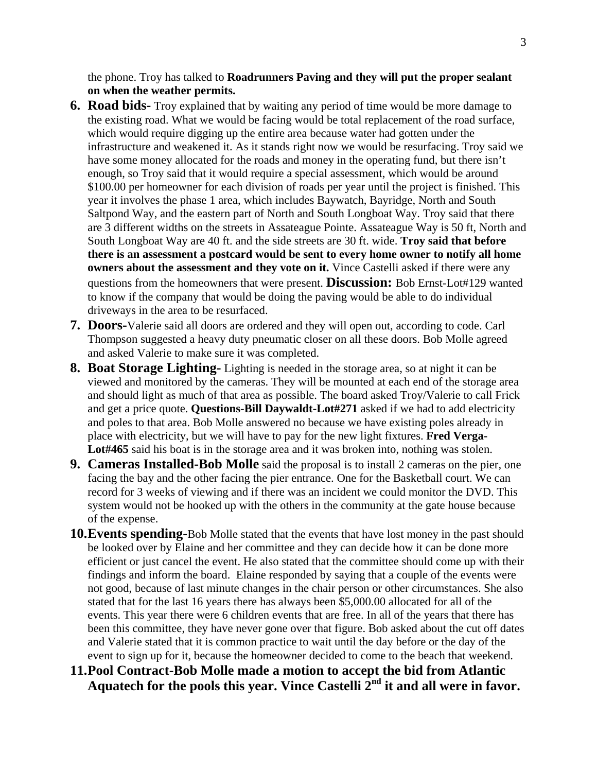the phone. Troy has talked to **Roadrunners Paving and they will put the proper sealant on when the weather permits.**

6. **Road bids-** Troy explained that by waiting any period of time would be more damage to the existing road. What we would be facing would be total replacement of the road surface, which would require digging up the entire area because water had gotten under the infrastructure and weakened it. As it stands right now we would be resurfacing. Troy said we have some money allocated for the roads and money in the operating fund, but there isn't enough, so Troy said that it would require a special assessment, which would be around $100.00 per homeowner for each division of roads per year until the project is finished. This year it involves the phase 1 area, which includes Baywatch, Bayridge, North and South Saltpond Way, and the eastern part of North and South Longboat Way. Troy said that there are 3 different widths on the streets in Assateague Pointe. Assateague Way is 50 ft, North and South Longboat Way are 40 ft. and the side streets are 30 ft. wide. **Troy said that before there is an assessment a postcard would be sent to every home owner to notify all home owners about the assessment and they vote on it.** Vince Castelli asked if there were any questions from the homeowners that were present. **Discussion:** Bob Ernst-Lot#129 wanted to know if the company that would be doing the paving would be able to do individual driveways in the area to be resurfaced.
7. **Doors-**Valerie said all doors are ordered and they will open out, according to code. Carl Thompson suggested a heavy duty pneumatic closer on all these doors. Bob Molle agreed and asked Valerie to make sure it was completed.
8. **Boat Storage Lighting-** Lighting is needed in the storage area, so at night it can be viewed and monitored by the cameras. They will be mounted at each end of the storage area and should light as much of that area as possible. The board asked Troy/Valerie to call Frick and get a price quote. **Questions-Bill Daywaldt-Lot#271** asked if we had to add electricity and poles to that area. Bob Molle answered no because we have existing poles already in place with electricity, but we will have to pay for the new light fixtures. **Fred Verga-Lot#465** said his boat is in the storage area and it was broken into, nothing was stolen.
9. **Cameras Installed-Bob Molle** said the proposal is to install 2 cameras on the pier, one facing the bay and the other facing the pier entrance. One for the Basketball court. We can record for 3 weeks of viewing and if there was an incident we could monitor the DVD. This system would not be hooked up with the others in the community at the gate house because of the expense.
10. **Events spending-**Bob Molle stated that the events that have lost money in the past should be looked over by Elaine and her committee and they can decide how it can be done more efficient or just cancel the event. He also stated that the committee should come up with their findings and inform the board. Elaine responded by saying that a couple of the events were not good, because of last minute changes in the chair person or other circumstances. She also stated that for the last 16 years there has always been $5,000.00 allocated for all of the events. This year there were 6 children events that are free. In all of the years that there has been this committee, they have never gone over that figure. Bob asked about the cut off dates and Valerie stated that it is common practice to wait until the day before or the day of the event to sign up for it, because the homeowner decided to come to the beach that weekend.
11. **Pool Contract-Bob Molle made a motion to accept the bid from Atlantic Aquatech for the pools this year. Vince Castelli 2nd it and all were in favor.**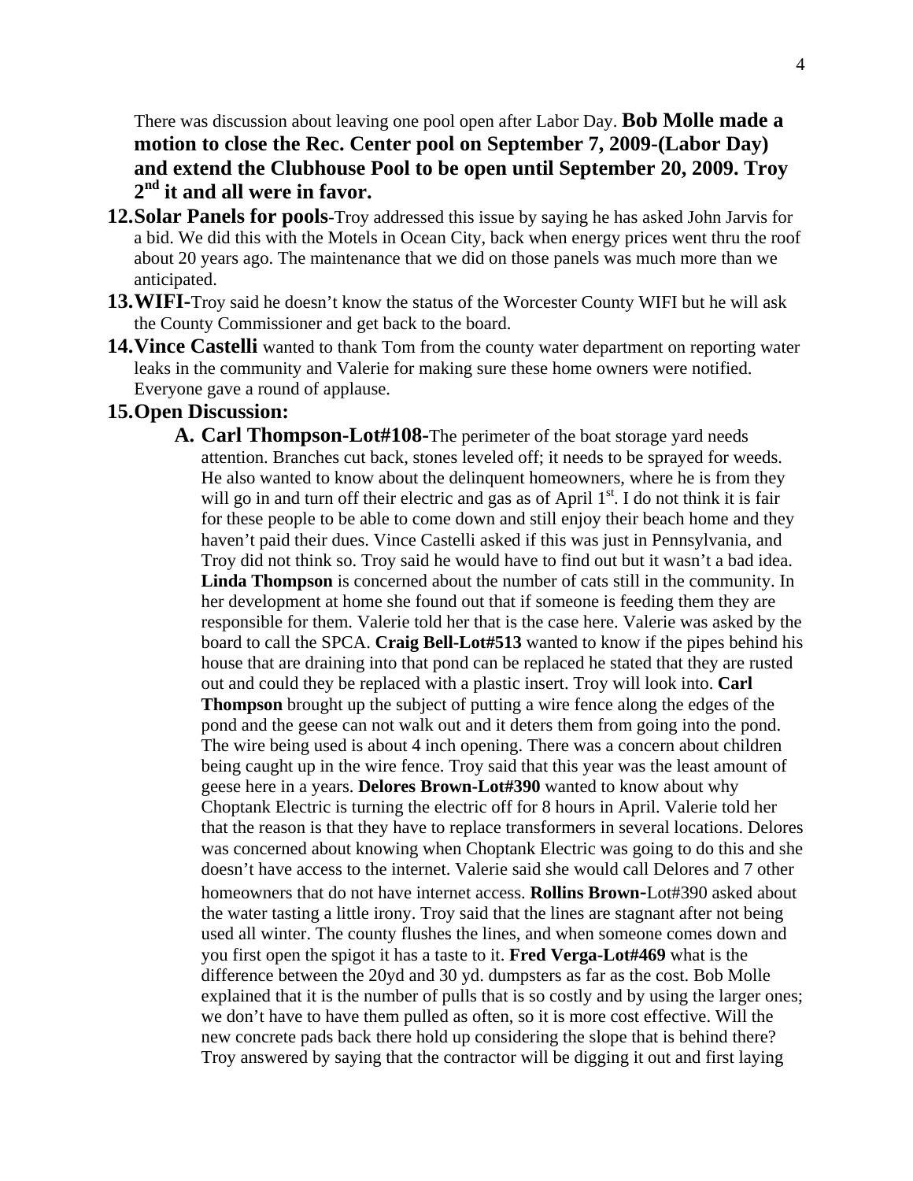There was discussion about leaving one pool open after Labor Day. **Bob Molle made a motion to close the Rec. Center pool on September 7, 2009-(Labor Day) and extend the Clubhouse Pool to be open until September 20, 2009. Troy 2nd it and all were in favor.**

12. **Solar Panels for pools**-Troy addressed this issue by saying he has asked John Jarvis for a bid. We did this with the Motels in Ocean City, back when energy prices went thru the roof about 20 years ago. The maintenance that we did on those panels was much more than we anticipated.
13. **WIFI-**Troy said he doesn't know the status of the Worcester County WIFI but he will ask the County Commissioner and get back to the board.
14. **Vince Castelli** wanted to thank Tom from the county water department on reporting water leaks in the community and Valerie for making sure these home owners were notified. Everyone gave a round of applause.
15. **Open Discussion:**
    - **A. Carl Thompson-Lot#108-**The perimeter of the boat storage yard needs attention. Branches cut back, stones leveled off; it needs to be sprayed for weeds. He also wanted to know about the delinquent homeowners, where he is from they will go in and turn off their electric and gas as of April 1st. I do not think it is fair for these people to be able to come down and still enjoy their beach home and they haven't paid their dues. Vince Castelli asked if this was just in Pennsylvania, and Troy did not think so. Troy said he would have to find out but it wasn't a bad idea. **Linda Thompson** is concerned about the number of cats still in the community. In her development at home she found out that if someone is feeding them they are responsible for them. Valerie told her that is the case here. Valerie was asked by the board to call the SPCA. **Craig Bell-Lot#513** wanted to know if the pipes behind his house that are draining into that pond can be replaced he stated that they are rusted out and could they be replaced with a plastic insert. Troy will look into. **Carl Thompson** brought up the subject of putting a wire fence along the edges of the pond and the geese can not walk out and it deters them from going into the pond. The wire being used is about 4 inch opening. There was a concern about children being caught up in the wire fence. Troy said that this year was the least amount of geese here in a years. **Delores Brown-Lot#390** wanted to know about why Choptank Electric is turning the electric off for 8 hours in April. Valerie told her that the reason is that they have to replace transformers in several locations. Delores was concerned about knowing when Choptank Electric was going to do this and she doesn't have access to the internet. Valerie said she would call Delores and 7 other homeowners that do not have internet access. **Rollins Brown-**Lot#390 asked about the water tasting a little irony. Troy said that the lines are stagnant after not being used all winter. The county flushes the lines, and when someone comes down and you first open the spigot it has a taste to it. **Fred Verga-Lot#469** what is the difference between the 20yd and 30 yd. dumpsters as far as the cost. Bob Molle explained that it is the number of pulls that is so costly and by using the larger ones; we don't have to have them pulled as often, so it is more cost effective. Will the new concrete pads back there hold up considering the slope that is behind there? Troy answered by saying that the contractor will be digging it out and first laying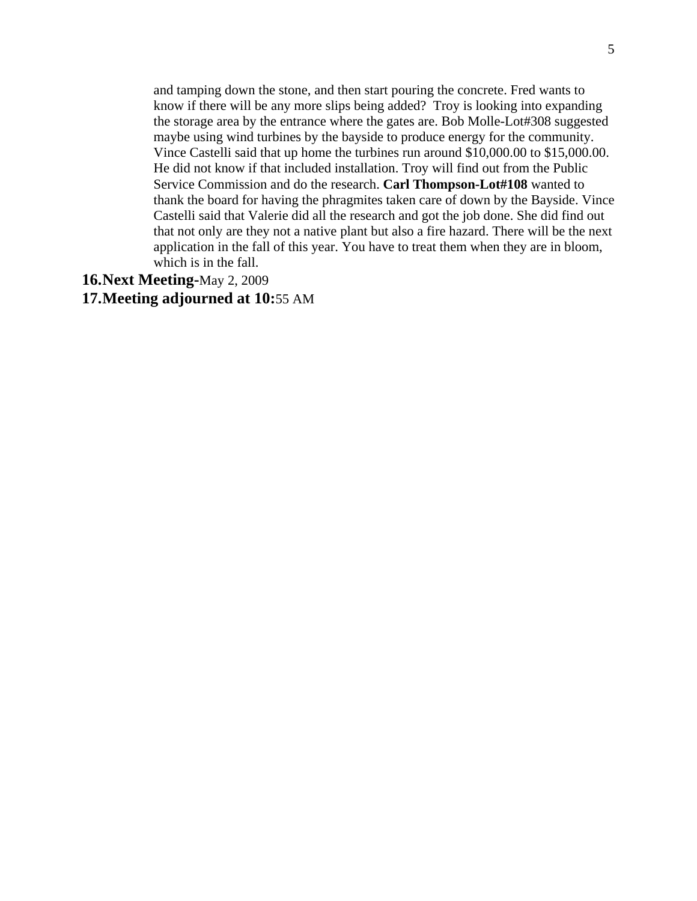and tamping down the stone, and then start pouring the concrete. Fred wants to know if there will be any more slips being added? Troy is looking into expanding the storage area by the entrance where the gates are. Bob Molle-Lot#308 suggested maybe using wind turbines by the bayside to produce energy for the community. Vince Castelli said that up home the turbines run around $10,000.00 to $15,000.00. He did not know if that included installation. Troy will find out from the Public Service Commission and do the research. **Carl Thompson-Lot#108** wanted to thank the board for having the phragmites taken care of down by the Bayside. Vince Castelli said that Valerie did all the research and got the job done. She did find out that not only are they not a native plant but also a fire hazard. There will be the next application in the fall of this year. You have to treat them when they are in bloom, which is in the fall.

16. **Next Meeting-**May 2, 2009
17. **Meeting adjourned at 10:**55 AM